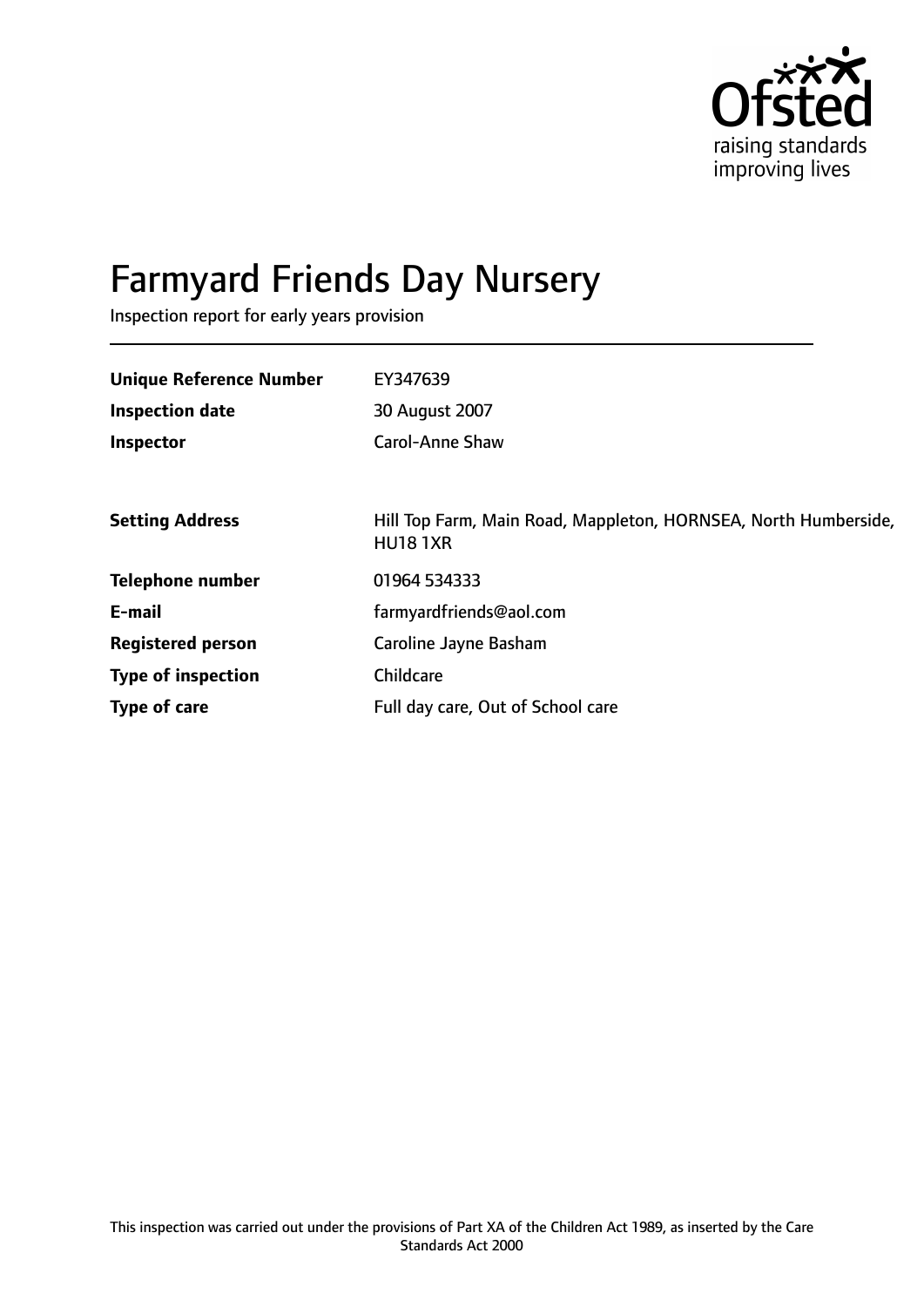# Farmyard Friends Day Nursery

Inspection report for early years provision

| | |
|---|---|
| **Unique Reference Number** | EY347639 |
| **Inspection date** | 30 August 2007 |
| **Inspector** | Carol-Anne Shaw |
| | |
| **Setting Address** | Hill Top Farm, Main Road, Mappleton, HORNSEA, North Humberside, HU18 1XR |
| **Telephone number** | 01964 534333 |
| **E-mail** | farmyardfriends@aol.com |
| **Registered person** | Caroline Jayne Basham |
| **Type of inspection** | Childcare |
| **Type of care** | Full day care, Out of School care |

This inspection was carried out under the provisions of Part XA of the Children Act 1989, as inserted by the Care Standards Act 2000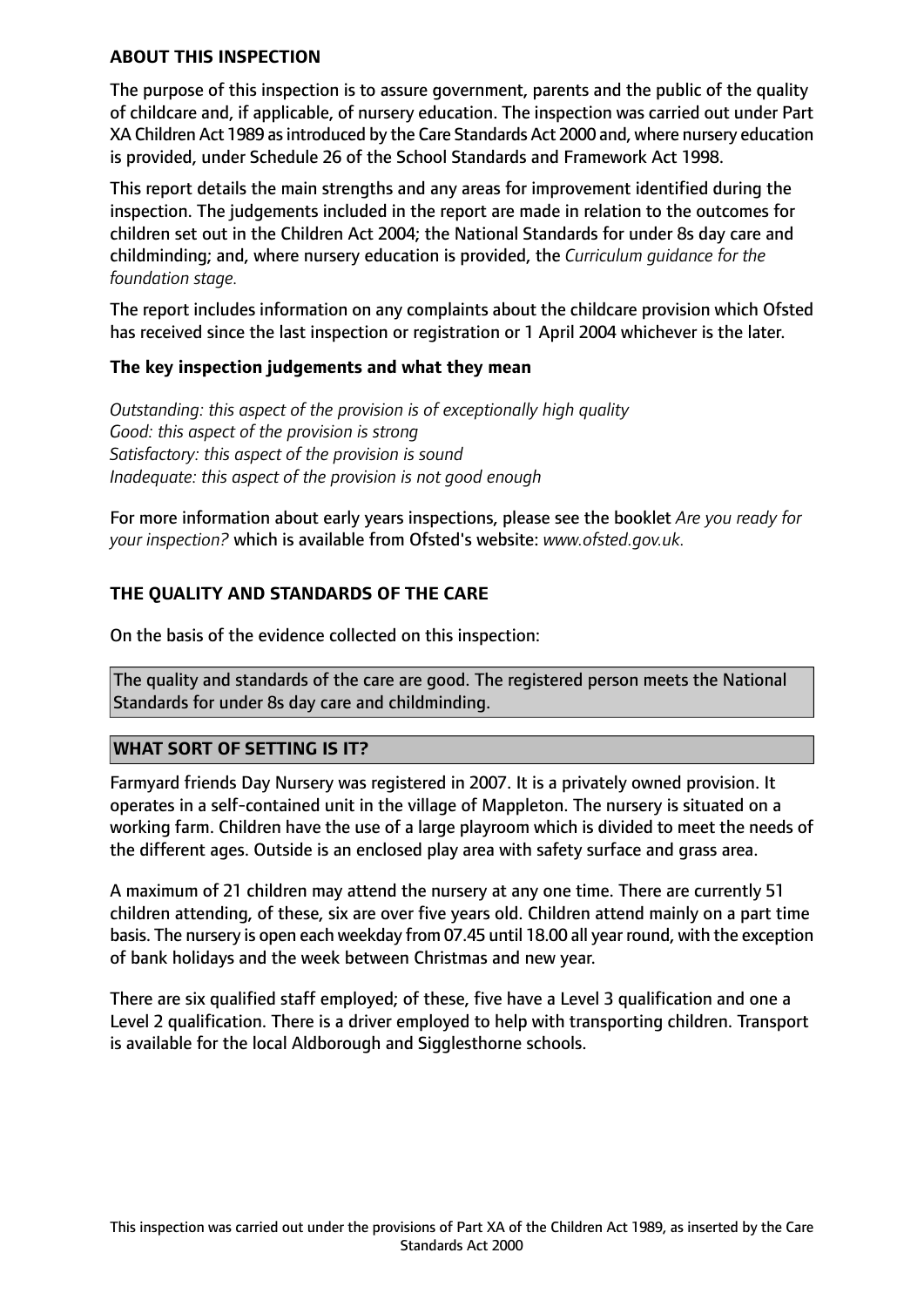## ABOUT THIS INSPECTION

The purpose of this inspection is to assure government, parents and the public of the quality of childcare and, if applicable, of nursery education. The inspection was carried out under Part XA Children Act 1989 as introduced by the Care Standards Act 2000 and, where nursery education is provided, under Schedule 26 of the School Standards and Framework Act 1998.

This report details the main strengths and any areas for improvement identified during the inspection. The judgements included in the report are made in relation to the outcomes for children set out in the Children Act 2004; the National Standards for under 8s day care and childminding; and, where nursery education is provided, the *Curriculum guidance for the foundation stage.*

The report includes information on any complaints about the childcare provision which Ofsted has received since the last inspection or registration or 1 April 2004 whichever is the later.

### The key inspection judgements and what they mean

*Outstanding: this aspect of the provision is of exceptionally high quality*
*Good: this aspect of the provision is strong*
*Satisfactory: this aspect of the provision is sound*
*Inadequate: this aspect of the provision is not good enough*

For more information about early years inspections, please see the booklet *Are you ready for your inspection?* which is available from Ofsted's website: *www.ofsted.gov.uk.*

## THE QUALITY AND STANDARDS OF THE CARE

On the basis of the evidence collected on this inspection:

The quality and standards of the care are good. The registered person meets the National Standards for under 8s day care and childminding.

## WHAT SORT OF SETTING IS IT?

Farmyard friends Day Nursery was registered in 2007. It is a privately owned provision. It operates in a self-contained unit in the village of Mappleton. The nursery is situated on a working farm. Children have the use of a large playroom which is divided to meet the needs of the different ages. Outside is an enclosed play area with safety surface and grass area.

A maximum of 21 children may attend the nursery at any one time. There are currently 51 children attending, of these, six are over five years old. Children attend mainly on a part time basis. The nursery is open each weekday from 07.45 until 18.00 all year round, with the exception of bank holidays and the week between Christmas and new year.

There are six qualified staff employed; of these, five have a Level 3 qualification and one a Level 2 qualification. There is a driver employed to help with transporting children. Transport is available for the local Aldborough and Sigglesthorne schools.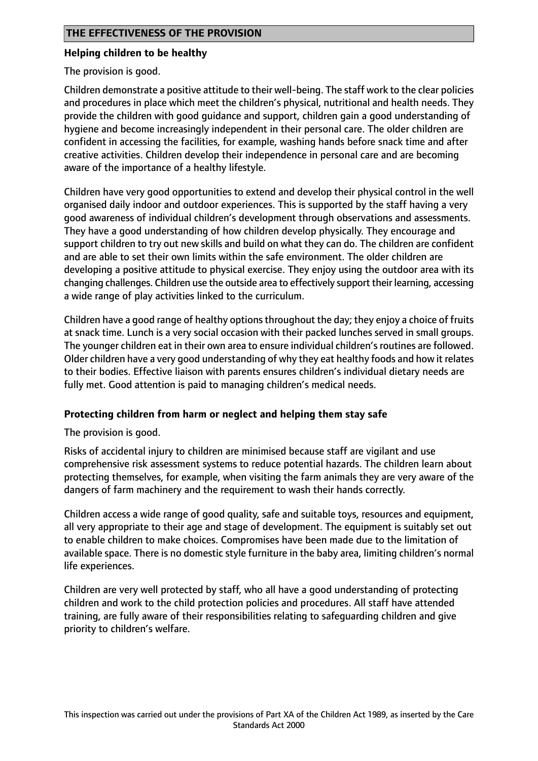## THE EFFECTIVENESS OF THE PROVISION

### Helping children to be healthy

The provision is good.

Children demonstrate a positive attitude to their well-being. The staff work to the clear policies and procedures in place which meet the children's physical, nutritional and health needs. They provide the children with good guidance and support, children gain a good understanding of hygiene and become increasingly independent in their personal care. The older children are confident in accessing the facilities, for example, washing hands before snack time and after creative activities. Children develop their independence in personal care and are becoming aware of the importance of a healthy lifestyle.

Children have very good opportunities to extend and develop their physical control in the well organised daily indoor and outdoor experiences. This is supported by the staff having a very good awareness of individual children's development through observations and assessments. They have a good understanding of how children develop physically. They encourage and support children to try out new skills and build on what they can do. The children are confident and are able to set their own limits within the safe environment. The older children are developing a positive attitude to physical exercise. They enjoy using the outdoor area with its changing challenges. Children use the outside area to effectively support their learning, accessing a wide range of play activities linked to the curriculum.

Children have a good range of healthy options throughout the day; they enjoy a choice of fruits at snack time. Lunch is a very social occasion with their packed lunches served in small groups. The younger children eat in their own area to ensure individual children's routines are followed. Older children have a very good understanding of why they eat healthy foods and how it relates to their bodies. Effective liaison with parents ensures children's individual dietary needs are fully met. Good attention is paid to managing children's medical needs.

### Protecting children from harm or neglect and helping them stay safe

The provision is good.

Risks of accidental injury to children are minimised because staff are vigilant and use comprehensive risk assessment systems to reduce potential hazards. The children learn about protecting themselves, for example, when visiting the farm animals they are very aware of the dangers of farm machinery and the requirement to wash their hands correctly.

Children access a wide range of good quality, safe and suitable toys, resources and equipment, all very appropriate to their age and stage of development. The equipment is suitably set out to enable children to make choices. Compromises have been made due to the limitation of available space. There is no domestic style furniture in the baby area, limiting children's normal life experiences.

Children are very well protected by staff, who all have a good understanding of protecting children and work to the child protection policies and procedures. All staff have attended training, are fully aware of their responsibilities relating to safeguarding children and give priority to children's welfare.

This inspection was carried out under the provisions of Part XA of the Children Act 1989, as inserted by the Care Standards Act 2000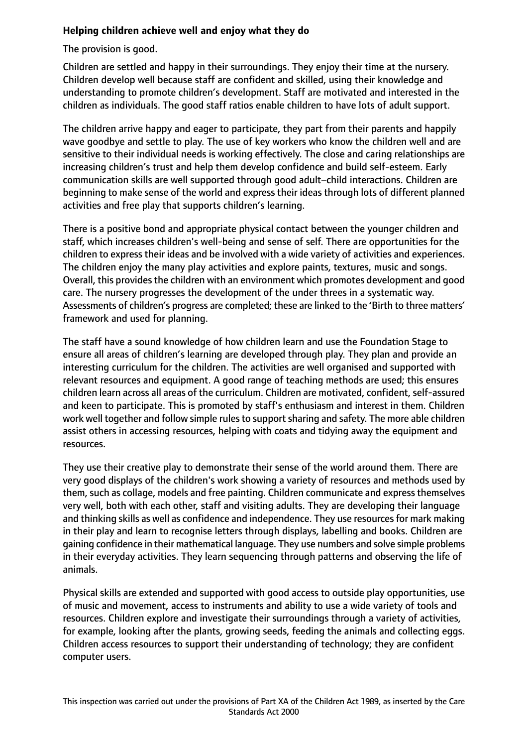**Helping children achieve well and enjoy what they do**

The provision is good.

Children are settled and happy in their surroundings. They enjoy their time at the nursery. Children develop well because staff are confident and skilled, using their knowledge and understanding to promote children's development. Staff are motivated and interested in the children as individuals. The good staff ratios enable children to have lots of adult support.

The children arrive happy and eager to participate, they part from their parents and happily wave goodbye and settle to play. The use of key workers who know the children well and are sensitive to their individual needs is working effectively. The close and caring relationships are increasing children's trust and help them develop confidence and build self-esteem. Early communication skills are well supported through good adult–child interactions. Children are beginning to make sense of the world and express their ideas through lots of different planned activities and free play that supports children's learning.

There is a positive bond and appropriate physical contact between the younger children and staff, which increases children's well-being and sense of self. There are opportunities for the children to express their ideas and be involved with a wide variety of activities and experiences. The children enjoy the many play activities and explore paints, textures, music and songs. Overall, this provides the children with an environment which promotes development and good care. The nursery progresses the development of the under threes in a systematic way. Assessments of children's progress are completed; these are linked to the 'Birth to three matters' framework and used for planning.

The staff have a sound knowledge of how children learn and use the Foundation Stage to ensure all areas of children's learning are developed through play. They plan and provide an interesting curriculum for the children. The activities are well organised and supported with relevant resources and equipment. A good range of teaching methods are used; this ensures children learn across all areas of the curriculum. Children are motivated, confident, self-assured and keen to participate. This is promoted by staff's enthusiasm and interest in them. Children work well together and follow simple rules to support sharing and safety. The more able children assist others in accessing resources, helping with coats and tidying away the equipment and resources.

They use their creative play to demonstrate their sense of the world around them. There are very good displays of the children's work showing a variety of resources and methods used by them, such as collage, models and free painting. Children communicate and express themselves very well, both with each other, staff and visiting adults. They are developing their language and thinking skills as well as confidence and independence. They use resources for mark making in their play and learn to recognise letters through displays, labelling and books. Children are gaining confidence in their mathematical language. They use numbers and solve simple problems in their everyday activities. They learn sequencing through patterns and observing the life of animals.

Physical skills are extended and supported with good access to outside play opportunities, use of music and movement, access to instruments and ability to use a wide variety of tools and resources. Children explore and investigate their surroundings through a variety of activities, for example, looking after the plants, growing seeds, feeding the animals and collecting eggs. Children access resources to support their understanding of technology; they are confident computer users.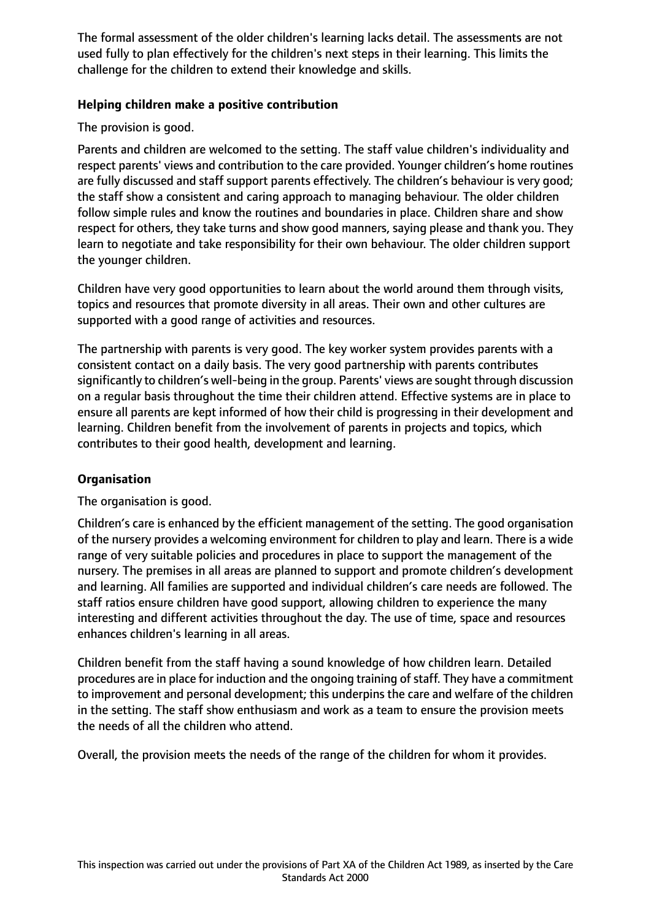The formal assessment of the older children's learning lacks detail. The assessments are not used fully to plan effectively for the children's next steps in their learning. This limits the challenge for the children to extend their knowledge and skills.

**Helping children make a positive contribution**

The provision is good.

Parents and children are welcomed to the setting. The staff value children's individuality and respect parents' views and contribution to the care provided. Younger children's home routines are fully discussed and staff support parents effectively. The children's behaviour is very good; the staff show a consistent and caring approach to managing behaviour. The older children follow simple rules and know the routines and boundaries in place. Children share and show respect for others, they take turns and show good manners, saying please and thank you. They learn to negotiate and take responsibility for their own behaviour. The older children support the younger children.

Children have very good opportunities to learn about the world around them through visits, topics and resources that promote diversity in all areas. Their own and other cultures are supported with a good range of activities and resources.

The partnership with parents is very good. The key worker system provides parents with a consistent contact on a daily basis. The very good partnership with parents contributes significantly to children's well-being in the group. Parents' views are sought through discussion on a regular basis throughout the time their children attend. Effective systems are in place to ensure all parents are kept informed of how their child is progressing in their development and learning. Children benefit from the involvement of parents in projects and topics, which contributes to their good health, development and learning.

**Organisation**

The organisation is good.

Children's care is enhanced by the efficient management of the setting. The good organisation of the nursery provides a welcoming environment for children to play and learn. There is a wide range of very suitable policies and procedures in place to support the management of the nursery. The premises in all areas are planned to support and promote children's development and learning. All families are supported and individual children's care needs are followed. The staff ratios ensure children have good support, allowing children to experience the many interesting and different activities throughout the day. The use of time, space and resources enhances children's learning in all areas.

Children benefit from the staff having a sound knowledge of how children learn. Detailed procedures are in place for induction and the ongoing training of staff. They have a commitment to improvement and personal development; this underpins the care and welfare of the children in the setting. The staff show enthusiasm and work as a team to ensure the provision meets the needs of all the children who attend.

Overall, the provision meets the needs of the range of the children for whom it provides.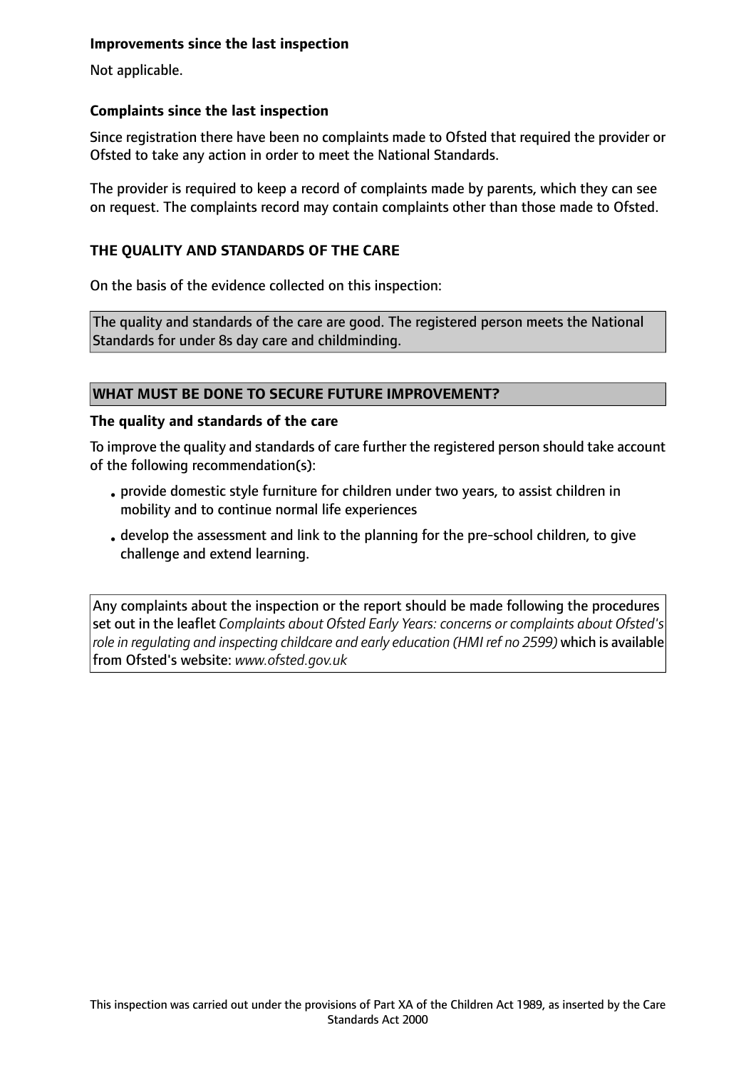**Improvements since the last inspection**

Not applicable.

**Complaints since the last inspection**

Since registration there have been no complaints made to Ofsted that required the provider or Ofsted to take any action in order to meet the National Standards.

The provider is required to keep a record of complaints made by parents, which they can see on request. The complaints record may contain complaints other than those made to Ofsted.

## THE QUALITY AND STANDARDS OF THE CARE

On the basis of the evidence collected on this inspection:

The quality and standards of the care are good. The registered person meets the National Standards for under 8s day care and childminding.

## WHAT MUST BE DONE TO SECURE FUTURE IMPROVEMENT?

**The quality and standards of the care**

To improve the quality and standards of care further the registered person should take account of the following recommendation(s):

- provide domestic style furniture for children under two years, to assist children in mobility and to continue normal life experiences
- develop the assessment and link to the planning for the pre-school children, to give challenge and extend learning.

Any complaints about the inspection or the report should be made following the procedures set out in the leaflet *Complaints about Ofsted Early Years: concerns or complaints about Ofsted's role in regulating and inspecting childcare and early education (HMI ref no 2599)* which is available from Ofsted's website: *www.ofsted.gov.uk*

This inspection was carried out under the provisions of Part XA of the Children Act 1989, as inserted by the Care Standards Act 2000